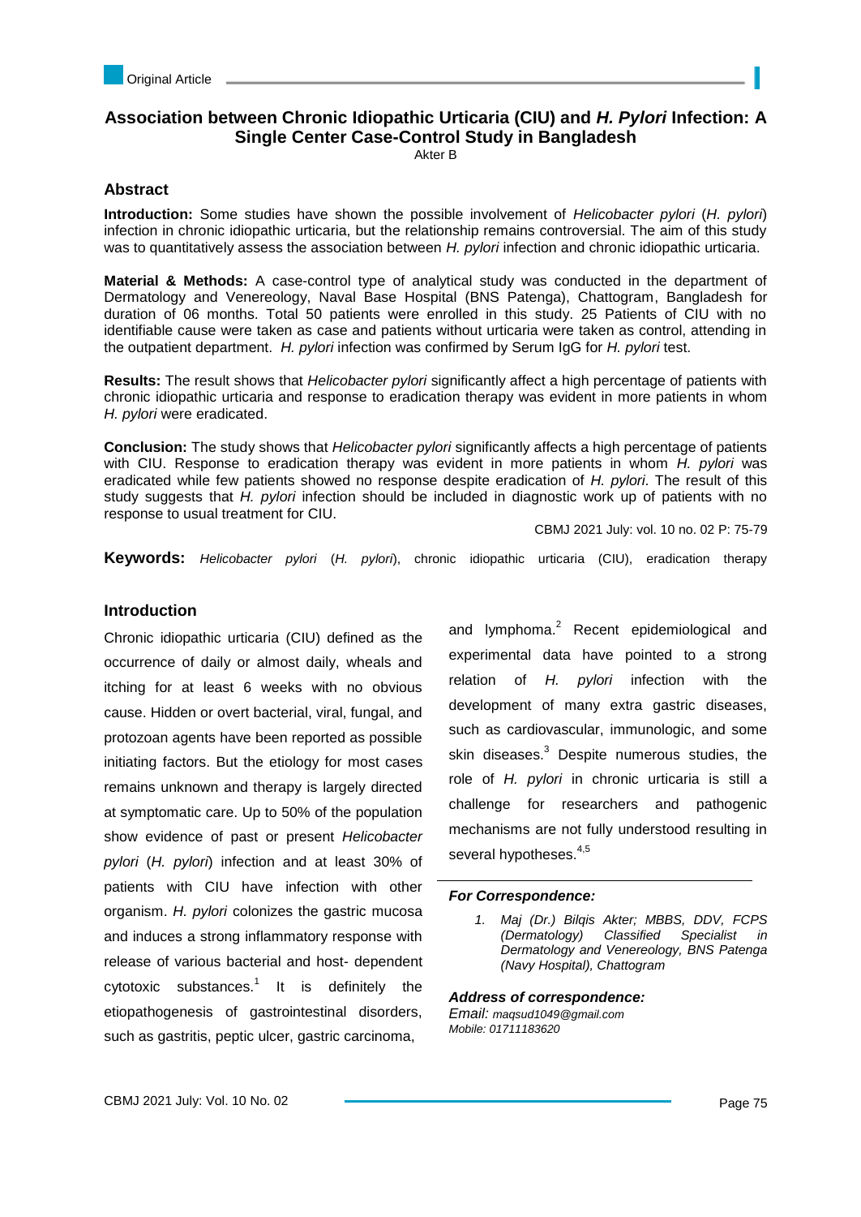Original Article

# Association between Chronic Idiopathic Urticaria (CIU) and *H. Pylori* Infection: A Single Center Case-Control Study in Bangladesh

Akter B

## Abstract

**Introduction:** Some studies have shown the possible involvement of *Helicobacter pylori* (*H. pylori*) infection in chronic idiopathic urticaria, but the relationship remains controversial. The aim of this study was to quantitatively assess the association between *H. pylori* infection and chronic idiopathic urticaria.

**Material & Methods:** A case-control type of analytical study was conducted in the department of Dermatology and Venereology, Naval Base Hospital (BNS Patenga), Chattogram, Bangladesh for duration of 06 months. Total 50 patients were enrolled in this study. 25 Patients of CIU with no identifiable cause were taken as case and patients without urticaria were taken as control, attending in the outpatient department. *H. pylori* infection was confirmed by Serum IgG for *H. pylori* test.

**Results:** The result shows that *Helicobacter pylori* significantly affect a high percentage of patients with chronic idiopathic urticaria and response to eradication therapy was evident in more patients in whom *H. pylori* were eradicated.

**Conclusion:** The study shows that *Helicobacter pylori* significantly affects a high percentage of patients with CIU. Response to eradication therapy was evident in more patients in whom *H. pylori* was eradicated while few patients showed no response despite eradication of *H. pylori*. The result of this study suggests that *H. pylori* infection should be included in diagnostic work up of patients with no response to usual treatment for CIU.

CBMJ 2021 July: vol. 10 no. 02 P: 75-79

**Keywords:** *Helicobacter pylori* (*H. pylori*), chronic idiopathic urticaria (CIU), eradication therapy

## Introduction

Chronic idiopathic urticaria (CIU) defined as the occurrence of daily or almost daily, wheals and itching for at least 6 weeks with no obvious cause. Hidden or overt bacterial, viral, fungal, and protozoan agents have been reported as possible initiating factors. But the etiology for most cases remains unknown and therapy is largely directed at symptomatic care. Up to 50% of the population show evidence of past or present *Helicobacter pylori* (*H. pylori*) infection and at least 30% of patients with CIU have infection with other organism. *H. pylori* colonizes the gastric mucosa and induces a strong inflammatory response with release of various bacterial and host- dependent cytotoxic substances.[1] It is definitely the etiopathogenesis of gastrointestinal disorders, such as gastritis, peptic ulcer, gastric carcinoma, and lymphoma.[2] Recent epidemiological and experimental data have pointed to a strong relation of *H. pylori* infection with the development of many extra gastric diseases, such as cardiovascular, immunologic, and some skin diseases.[3] Despite numerous studies, the role of *H. pylori* in chronic urticaria is still a challenge for researchers and pathogenic mechanisms are not fully understood resulting in several hypotheses.[4,5]

***For Correspondence:***

1. *Maj (Dr.) Bilqis Akter; MBBS, DDV, FCPS (Dermatology) Classified Specialist in Dermatology and Venereology, BNS Patenga (Navy Hospital), Chattogram*

***Address of correspondence:***

*Email: maqsud1049@gmail.com*

*Mobile: 01711183620*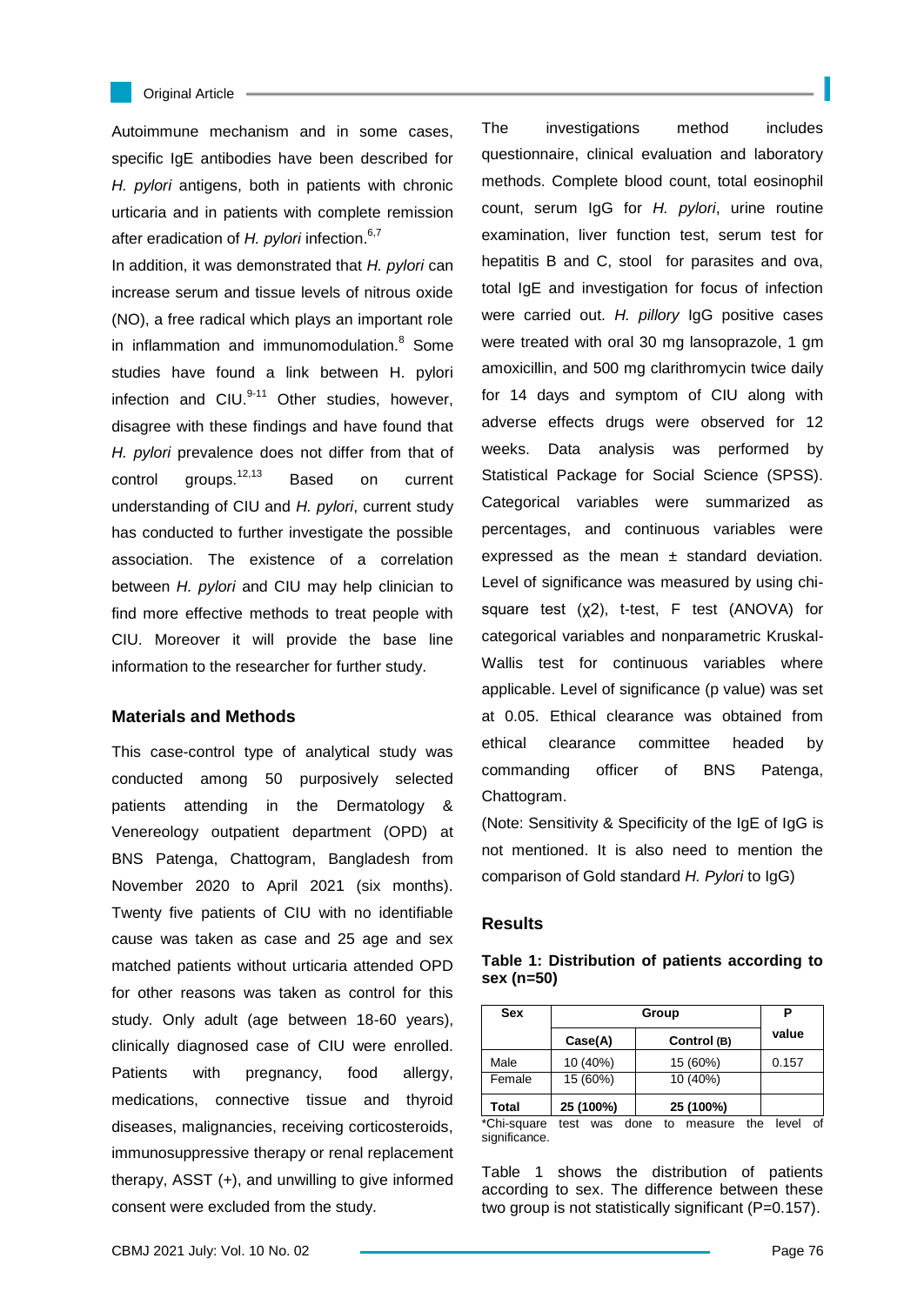Autoimmune mechanism and in some cases, specific IgE antibodies have been described for *H. pylori* antigens, both in patients with chronic urticaria and in patients with complete remission after eradication of *H. pylori* infection.[6,7]

In addition, it was demonstrated that *H. pylori* can increase serum and tissue levels of nitrous oxide (NO), a free radical which plays an important role in inflammation and immunomodulation.[8] Some studies have found a link between H. pylori infection and CIU.[9-11] Other studies, however, disagree with these findings and have found that *H. pylori* prevalence does not differ from that of control groups.[12,13] Based on current understanding of CIU and *H. pylori*, current study has conducted to further investigate the possible association. The existence of a correlation between *H. pylori* and CIU may help clinician to find more effective methods to treat people with CIU. Moreover it will provide the base line information to the researcher for further study.

## Materials and Methods

This case-control type of analytical study was conducted among 50 purposively selected patients attending in the Dermatology & Venereology outpatient department (OPD) at BNS Patenga, Chattogram, Bangladesh from November 2020 to April 2021 (six months). Twenty five patients of CIU with no identifiable cause was taken as case and 25 age and sex matched patients without urticaria attended OPD for other reasons was taken as control for this study. Only adult (age between 18-60 years), clinically diagnosed case of CIU were enrolled. Patients with pregnancy, food allergy, medications, connective tissue and thyroid diseases, malignancies, receiving corticosteroids, immunosuppressive therapy or renal replacement therapy, ASST (+), and unwilling to give informed consent were excluded from the study.

The investigations method includes questionnaire, clinical evaluation and laboratory methods. Complete blood count, total eosinophil count, serum IgG for *H. pylori*, urine routine examination, liver function test, serum test for hepatitis B and C, stool for parasites and ova, total IgE and investigation for focus of infection were carried out. *H. pillory* IgG positive cases were treated with oral 30 mg lansoprazole, 1 gm amoxicillin, and 500 mg clarithromycin twice daily for 14 days and symptom of CIU along with adverse effects drugs were observed for 12 weeks. Data analysis was performed by Statistical Package for Social Science (SPSS). Categorical variables were summarized as percentages, and continuous variables were expressed as the mean ± standard deviation. Level of significance was measured by using chi-square test ($\chi 2$), t-test, F test (ANOVA) for categorical variables and nonparametric Kruskal-Wallis test for continuous variables where applicable. Level of significance (p value) was set at 0.05. Ethical clearance was obtained from ethical clearance committee headed by commanding officer of BNS Patenga, Chattogram.

(Note: Sensitivity & Specificity of the IgE of IgG is not mentioned. It is also need to mention the comparison of Gold standard *H. Pylori* to IgG)

## Results

**Table 1: Distribution of patients according to sex (n=50)**

| Sex | Group | | P value |
|---|---|---|---|
| | Case(A) | Control (B) | |
| Male | 10 (40%) | 15 (60%) | 0.157 |
| Female | 15 (60%) | 10 (40%) | |
| Total | 25 (100%) | 25 (100%) | |

*Chi-square test was done to measure the level of significance.

Table 1 shows the distribution of patients according to sex. The difference between these two group is not statistically significant (P=0.157).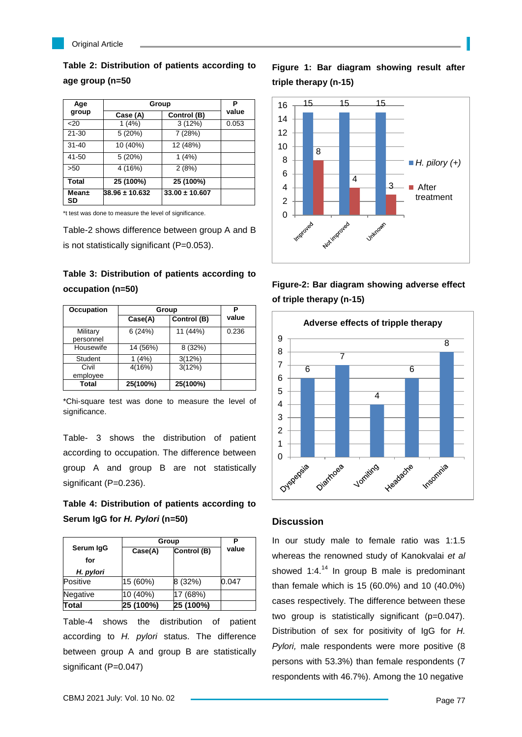**Table 2: Distribution of patients according to age group (n=50**

| Age group | Group | | P value |
|---|---|---|---|
| | Case (A) | Control (B) | |
| <20 | 1 (4%) | 3 (12%) | 0.053 |
| 21-30 | 5 (20%) | 7 (28%) | |
| 31-40 | 10 (40%) | 12 (48%) | |
| 41-50 | 5 (20%) | 1 (4%) | |
| >50 | 4 (16%) | 2 (8%) | |
| **Total** | **25 (100%)** | **25 (100%)** | |
| **Mean± SD** | **38.96 ± 10.632** | **33.00 ± 10.607** | |

*t test was done to measure the level of significance.

Table-2 shows difference between group A and B is not statistically significant (P=0.053).

**Table 3: Distribution of patients according to occupation (n=50)**

| Occupation | Group | | P value |
|---|---|---|---|
| | Case(A) | Control (B) | |
| Military personnel | 6 (24%) | 11 (44%) | 0.236 |
| Housewife | 14 (56%) | 8 (32%) | |
| Student | 1 (4%) | 3(12%) | |
| Civil employee | 4(16%) | 3(12%) | |
| **Total** | **25(100%)** | **25(100%)** | |

*Chi-square test was done to measure the level of significance.

Table- 3 shows the distribution of patient according to occupation. The difference between group A and group B are not statistically significant (P=0.236).

**Table 4: Distribution of patients according to Serum IgG for *H. Pylori* (n=50)**

| Serum IgG for *H. pylori* | Group | | P value |
|---|---|---|---|
| | Case(A) | Control (B) | |
| Positive | 15 (60%) | 8 (32%) | 0.047 |
| Negative | 10 (40%) | 17 (68%) | |
| **Total** | **25 (100%)** | **25 (100%)** | |

Table-4 shows the distribution of patient according to *H. pylori* status. The difference between group A and group B are statistically significant (P=0.047)

**Figure 1: Bar diagram showing result after triple therapy (n-15)**

| | *H. pilory (+)* | After treatment |
|---|---|---|
| Improved | 15 | 8 |
| Not improved | 15 | 4 |
| Unknown | 15 | 3 |

**Figure-2: Bar diagram showing adverse effect of triple therapy (n-15)**

Adverse effects of tripple therapy

| Dyspepsia | Diarrhoea | Vomiting | Headache | Insomnia |
|---|---|---|---|---|
| 6 | 7 | 4 | 6 | 8 |

## Discussion

In our study male to female ratio was 1:1.5 whereas the renowned study of Kanokvalai *et al* showed 1:4.[14] In group B male is predominant than female which is 15 (60.0%) and 10 (40.0%) cases respectively. The difference between these two group is statistically significant (p=0.047). Distribution of sex for positivity of IgG for *H. Pylori,* male respondents were more positive (8 persons with 53.3%) than female respondents (7 respondents with 46.7%). Among the 10 negative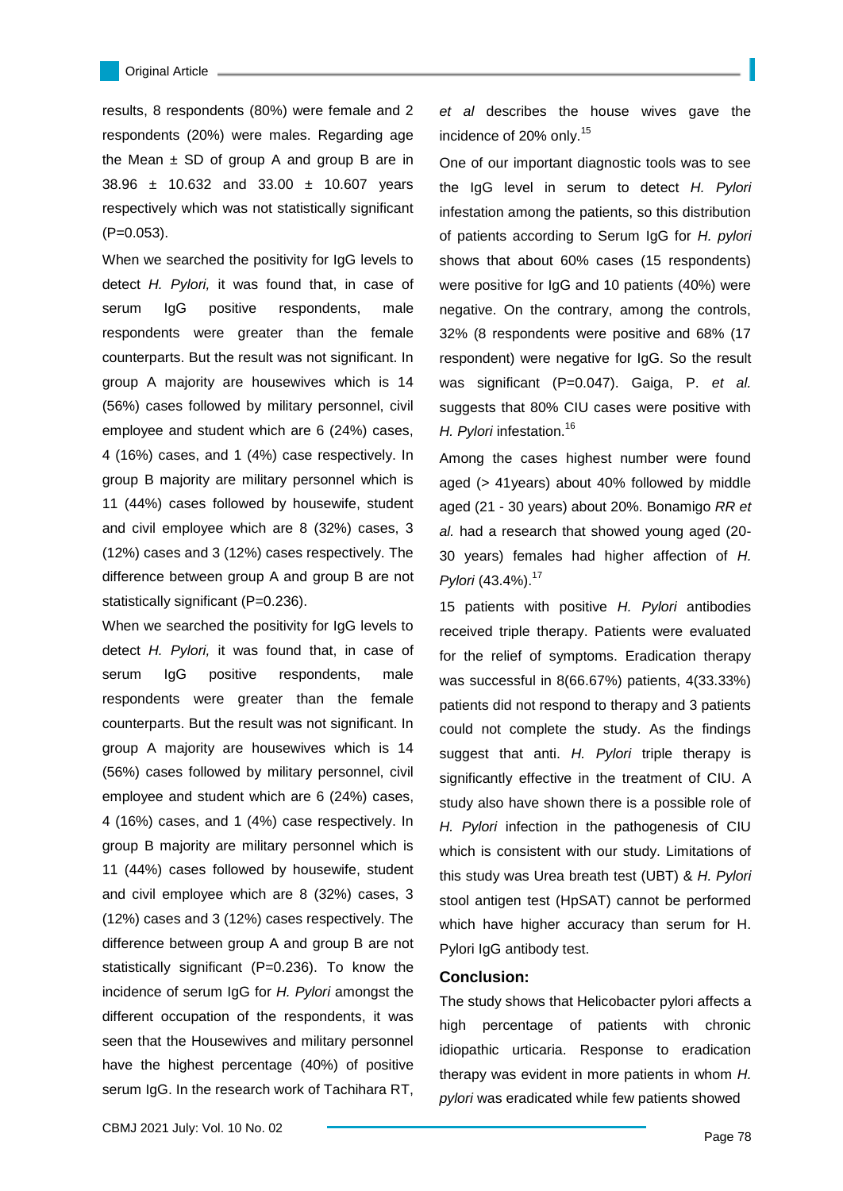results, 8 respondents (80%) were female and 2 respondents (20%) were males. Regarding age the Mean ± SD of group A and group B are in 38.96 ± 10.632 and 33.00 ± 10.607 years respectively which was not statistically significant (P=0.053).

When we searched the positivity for IgG levels to detect *H. Pylori,* it was found that, in case of serum IgG positive respondents, male respondents were greater than the female counterparts. But the result was not significant. In group A majority are housewives which is 14 (56%) cases followed by military personnel, civil employee and student which are 6 (24%) cases, 4 (16%) cases, and 1 (4%) case respectively. In group B majority are military personnel which is 11 (44%) cases followed by housewife, student and civil employee which are 8 (32%) cases, 3 (12%) cases and 3 (12%) cases respectively. The difference between group A and group B are not statistically significant (P=0.236).

When we searched the positivity for IgG levels to detect *H. Pylori,* it was found that, in case of serum IgG positive respondents, male respondents were greater than the female counterparts. But the result was not significant. In group A majority are housewives which is 14 (56%) cases followed by military personnel, civil employee and student which are 6 (24%) cases, 4 (16%) cases, and 1 (4%) case respectively. In group B majority are military personnel which is 11 (44%) cases followed by housewife, student and civil employee which are 8 (32%) cases, 3 (12%) cases and 3 (12%) cases respectively. The difference between group A and group B are not statistically significant (P=0.236). To know the incidence of serum IgG for *H. Pylori* amongst the different occupation of the respondents, it was seen that the Housewives and military personnel have the highest percentage (40%) of positive serum IgG. In the research work of Tachihara RT, *et al* describes the house wives gave the incidence of 20% only.[15]

One of our important diagnostic tools was to see the IgG level in serum to detect *H. Pylori* infestation among the patients, so this distribution of patients according to Serum IgG for *H. pylori* shows that about 60% cases (15 respondents) were positive for IgG and 10 patients (40%) were negative. On the contrary, among the controls, 32% (8 respondents were positive and 68% (17 respondent) were negative for IgG. So the result was significant (P=0.047). Gaiga, P. *et al.* suggests that 80% CIU cases were positive with *H. Pylori* infestation.[16]

Among the cases highest number were found aged (> 41years) about 40% followed by middle aged (21 - 30 years) about 20%. Bonamigo *RR et al.* had a research that showed young aged (20-30 years) females had higher affection of *H. Pylori* (43.4%).[17]

15 patients with positive *H. Pylori* antibodies received triple therapy. Patients were evaluated for the relief of symptoms. Eradication therapy was successful in 8(66.67%) patients, 4(33.33%) patients did not respond to therapy and 3 patients could not complete the study. As the findings suggest that anti. *H. Pylori* triple therapy is significantly effective in the treatment of CIU. A study also have shown there is a possible role of *H. Pylori* infection in the pathogenesis of CIU which is consistent with our study. Limitations of this study was Urea breath test (UBT) & *H. Pylori* stool antigen test (HpSAT) cannot be performed which have higher accuracy than serum for H. Pylori IgG antibody test.

## Conclusion:

The study shows that Helicobacter pylori affects a high percentage of patients with chronic idiopathic urticaria. Response to eradication therapy was evident in more patients in whom *H. pylori* was eradicated while few patients showed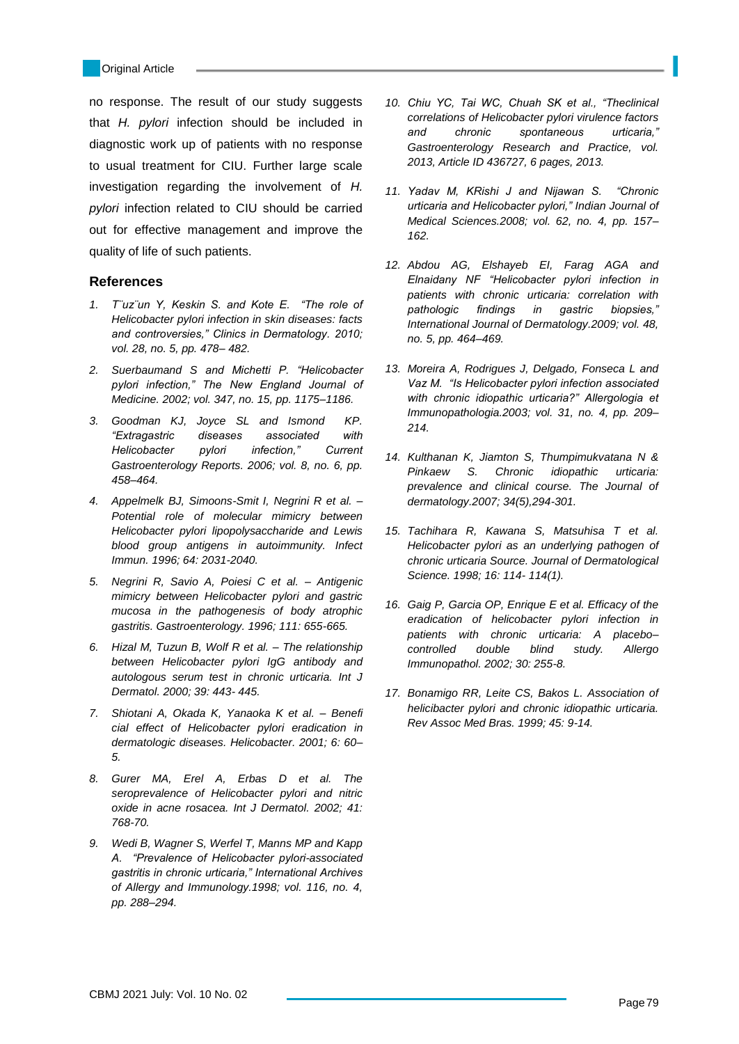no response. The result of our study suggests that *H. pylori* infection should be included in diagnostic work up of patients with no response to usual treatment for CIU. Further large scale investigation regarding the involvement of *H. pylori* infection related to CIU should be carried out for effective management and improve the quality of life of such patients.

## References

1. *T¨uz¨un Y, Keskin S. and Kote E. "The role of Helicobacter pylori infection in skin diseases: facts and controversies," Clinics in Dermatology. 2010; vol. 28, no. 5, pp. 478– 482.*
2. *Suerbaumand S and Michetti P. "Helicobacter pylori infection," The New England Journal of Medicine. 2002; vol. 347, no. 15, pp. 1175–1186.*
3. *Goodman KJ, Joyce SL and Ismond KP. "Extragastric diseases associated with Helicobacter pylori infection," Current Gastroenterology Reports. 2006; vol. 8, no. 6, pp. 458–464.*
4. *Appelmelk BJ, Simoons-Smit I, Negrini R et al. – Potential role of molecular mimicry between Helicobacter pylori lipopolysaccharide and Lewis blood group antigens in autoimmunity. Infect Immun. 1996; 64: 2031-2040.*
5. *Negrini R, Savio A, Poiesi C et al. – Antigenic mimicry between Helicobacter pylori and gastric mucosa in the pathogenesis of body atrophic gastritis. Gastroenterology. 1996; 111: 655-665.*
6. *Hizal M, Tuzun B, Wolf R et al. – The relationship between Helicobacter pylori IgG antibody and autologous serum test in chronic urticaria. Int J Dermatol. 2000; 39: 443- 445.*
7. *Shiotani A, Okada K, Yanaoka K et al. – Benefi cial effect of Helicobacter pylori eradication in dermatologic diseases. Helicobacter. 2001; 6: 60–5.*
8. *Gurer MA, Erel A, Erbas D et al. The seroprevalence of Helicobacter pylori and nitric oxide in acne rosacea. Int J Dermatol. 2002; 41: 768-70.*
9. *Wedi B, Wagner S, Werfel T, Manns MP and Kapp A. "Prevalence of Helicobacter pylori-associated gastritis in chronic urticaria," International Archives of Allergy and Immunology.1998; vol. 116, no. 4, pp. 288–294.*
10. *Chiu YC, Tai WC, Chuah SK et al., "Theclinical correlations of Helicobacter pylori virulence factors and chronic spontaneous urticaria," Gastroenterology Research and Practice, vol. 2013, Article ID 436727, 6 pages, 2013.*
11. *Yadav M, KRishi J and Nijawan S. "Chronic urticaria and Helicobacter pylori," Indian Journal of Medical Sciences.2008; vol. 62, no. 4, pp. 157–162.*
12. *Abdou AG, Elshayeb EI, Farag AGA and Elnaidany NF "Helicobacter pylori infection in patients with chronic urticaria: correlation with pathologic findings in gastric biopsies," International Journal of Dermatology.2009; vol. 48, no. 5, pp. 464–469.*
13. *Moreira A, Rodrigues J, Delgado, Fonseca L and Vaz M. "Is Helicobacter pylori infection associated with chronic idiopathic urticaria?" Allergologia et Immunopathologia.2003; vol. 31, no. 4, pp. 209–214.*
14. *Kulthanan K, Jiamton S, Thumpimukvatana N & Pinkaew S. Chronic idiopathic urticaria: prevalence and clinical course. The Journal of dermatology.2007; 34(5),294-301.*
15. *Tachihara R, Kawana S, Matsuhisa T et al. Helicobacter pylori as an underlying pathogen of chronic urticaria Source. Journal of Dermatological Science. 1998; 16: 114- 114(1).*
16. *Gaig P, Garcia OP, Enrique E et al. Efficacy of the eradication of helicobacter pylori infection in patients with chronic urticaria: A placebo–controlled double blind study. Allergo Immunopathol. 2002; 30: 255-8.*
17. *Bonamigo RR, Leite CS, Bakos L. Association of helicibacter pylori and chronic idiopathic urticaria. Rev Assoc Med Bras. 1999; 45: 9-14.*